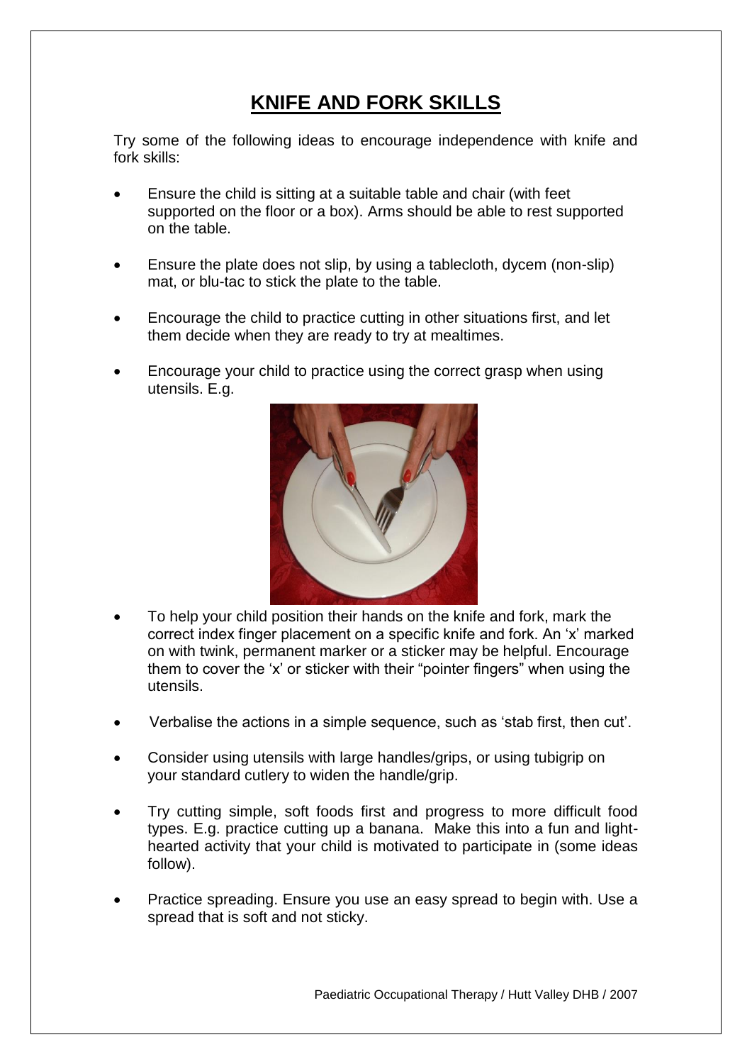# KNIFE AND FORK SKILLS

Try some of the following ideas to encourage independence with knife and fork skills:

- Ensure the child is sitting at a suitable table and chair (with feet supported on the floor or a box). Arms should be able to rest supported on the table.
- Ensure the plate does not slip, by using a tablecloth, dycem (non-slip) mat, or blu-tac to stick the plate to the table.
- Encourage the child to practice cutting in other situations first, and let them decide when they are ready to try at mealtimes.
- Encourage your child to practice using the correct grasp when using utensils. E.g.
- To help your child position their hands on the knife and fork, mark the correct index finger placement on a specific knife and fork. An 'x' marked on with twink, permanent marker or a sticker may be helpful. Encourage them to cover the 'x' or sticker with their "pointer fingers" when using the utensils.
- Verbalise the actions in a simple sequence, such as 'stab first, then cut'.
- Consider using utensils with large handles/grips, or using tubigrip on your standard cutlery to widen the handle/grip.
- Try cutting simple, soft foods first and progress to more difficult food types. E.g. practice cutting up a banana. Make this into a fun and light-hearted activity that your child is motivated to participate in (some ideas follow).
- Practice spreading. Ensure you use an easy spread to begin with. Use a spread that is soft and not sticky.

Paediatric Occupational Therapy / Hutt Valley DHB / 2007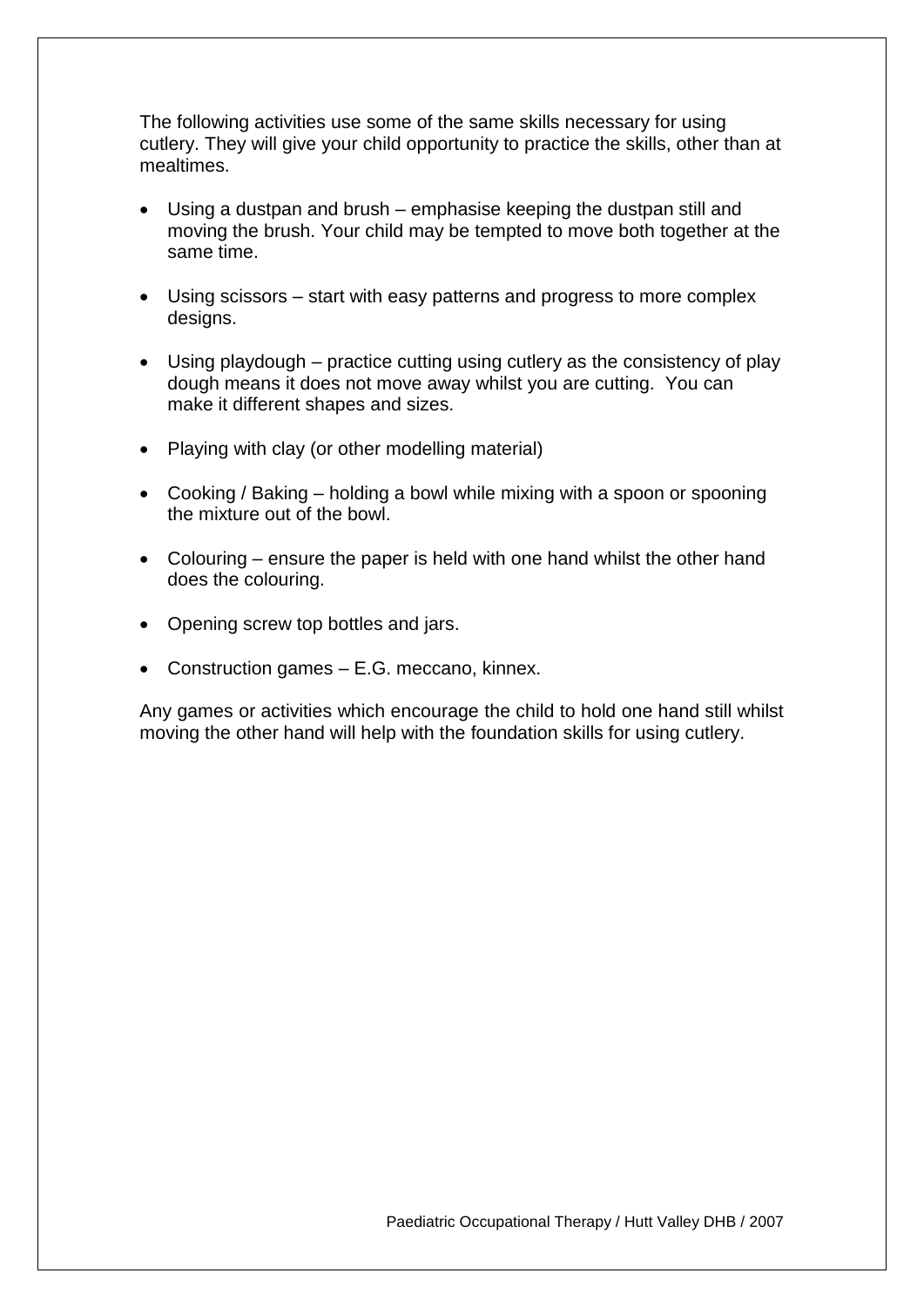The following activities use some of the same skills necessary for using cutlery. They will give your child opportunity to practice the skills, other than at mealtimes.

- Using a dustpan and brush – emphasise keeping the dustpan still and moving the brush. Your child may be tempted to move both together at the same time.
- Using scissors – start with easy patterns and progress to more complex designs.
- Using playdough – practice cutting using cutlery as the consistency of play dough means it does not move away whilst you are cutting. You can make it different shapes and sizes.
- Playing with clay (or other modelling material)
- Cooking / Baking – holding a bowl while mixing with a spoon or spooning the mixture out of the bowl.
- Colouring – ensure the paper is held with one hand whilst the other hand does the colouring.
- Opening screw top bottles and jars.
- Construction games – E.G. meccano, kinnex.

Any games or activities which encourage the child to hold one hand still whilst moving the other hand will help with the foundation skills for using cutlery.

Paediatric Occupational Therapy / Hutt Valley DHB / 2007